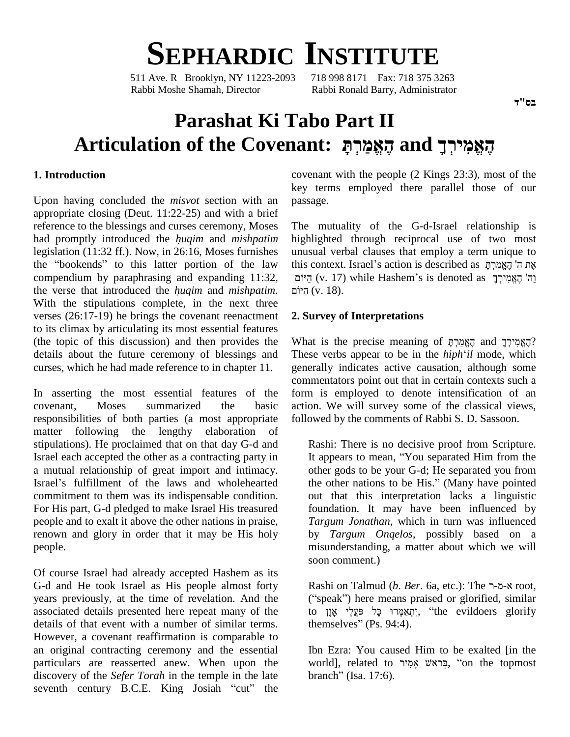# SEPHARDIC INSTITUTE

511 Ave. R Brooklyn, NY 11223-2093 718 998 8171 Fax: 718 375 3263
Rabbi Moshe Shamah, Director Rabbi Ronald Barry, Administrator

בס"ד

# Parashat Ki Tabo Part II
# Articulation of the Covenant: הֶאֱמַרְתָּ and הֶאֱמִירְךָ

## 1. Introduction

Upon having concluded the *misvot* section with an appropriate closing (Deut. 11:22-25) and with a brief reference to the blessings and curses ceremony, Moses had promptly introduced the *ḥuqim* and *mishpatim* legislation (11:32 ff.). Now, in 26:16, Moses furnishes the "bookends" to this latter portion of the law compendium by paraphrasing and expanding 11:32, the verse that introduced the *ḥuqim* and *mishpatim*. With the stipulations complete, in the next three verses (26:17-19) he brings the covenant reenactment to its climax by articulating its most essential features (the topic of this discussion) and then provides the details about the future ceremony of blessings and curses, which he had made reference to in chapter 11.

In asserting the most essential features of the covenant, Moses summarized the basic responsibilities of both parties (a most appropriate matter following the lengthy elaboration of stipulations). He proclaimed that on that day G-d and Israel each accepted the other as a contracting party in a mutual relationship of great import and intimacy. Israel's fulfillment of the laws and wholehearted commitment to them was its indispensable condition. For His part, G-d pledged to make Israel His treasured people and to exalt it above the other nations in praise, renown and glory in order that it may be His holy people.

Of course Israel had already accepted Hashem as its G-d and He took Israel as His people almost forty years previously, at the time of revelation. And the associated details presented here repeat many of the details of that event with a number of similar terms. However, a covenant reaffirmation is comparable to an original contracting ceremony and the essential particulars are reasserted anew. When upon the discovery of the *Sefer Torah* in the temple in the late seventh century B.C.E. King Josiah "cut" the covenant with the people (2 Kings 23:3), most of the key terms employed there parallel those of our passage.

The mutuality of the G-d-Israel relationship is highlighted through reciprocal use of two most unusual verbal clauses that employ a term unique to this context. Israel's action is described as אֶת ה' הֶאֱמַרְתָּ הַיּוֹם (v. 17) while Hashem's is denoted as וַה' הֶאֱמִירְךָ הַיּוֹם (v. 18).

## 2. Survey of Interpretations

What is the precise meaning of הֶאֱמַרְתָּ and הֶאֱמִירְךָ? These verbs appear to be in the *hiph'il* mode, which generally indicates active causation, although some commentators point out that in certain contexts such a form is employed to denote intensification of an action. We will survey some of the classical views, followed by the comments of Rabbi S. D. Sassoon.

> Rashi: There is no decisive proof from Scripture. It appears to mean, "You separated Him from the other gods to be your G-d; He separated you from the other nations to be His." (Many have pointed out that this interpretation lacks a linguistic foundation. It may have been influenced by *Targum Jonathan*, which in turn was influenced by *Targum Onqelos*, possibly based on a misunderstanding, a matter about which we will soon comment.)
>
> Rashi on Talmud (*b. Ber*. 6a, etc.): The א-מ-ר root, ("speak") here means praised or glorified, similar to יִתְאַמְּרוּ כָּל פֹּעֲלֵי אָוֶן, "the evildoers glorify themselves" (Ps. 94:4).
>
> Ibn Ezra: You caused Him to be exalted [in the world], related to בְּרֹאשׁ אָמִיר, "on the topmost branch" (Isa. 17:6).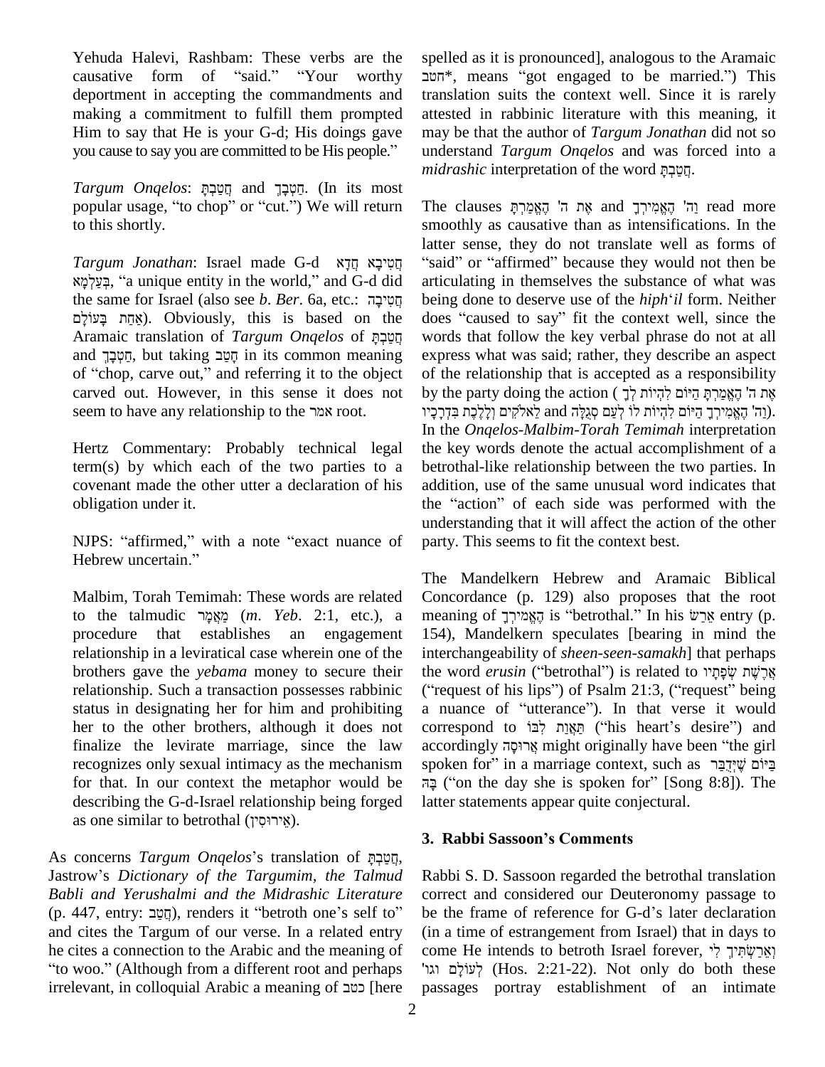Yehuda Halevi, Rashbam: These verbs are the causative form of "said." "Your worthy deportment in accepting the commandments and making a commitment to fulfill them prompted Him to say that He is your G-d; His doings gave you cause to say you are committed to be His people."

*Targum Onqelos*: חֲטַבְתָּ and חַטְבָךְ. (In its most popular usage, "to chop" or "cut.") We will return to this shortly.

*Targum Jonathan*: Israel made G-d חֲטִיבָא חֲדָא בְּעָלְמָא, "a unique entity in the world," and G-d did the same for Israel (also see *b. Ber*. 6a, etc.: חֲטִיבָה אַחַת בָּעוֹלָם). Obviously, this is based on the Aramaic translation of *Targum Onqelos* of חֲטַבְתָּ and חַטְבָךְ, but taking חָטַב in its common meaning of "chop, carve out," and referring it to the object carved out. However, in this sense it does not seem to have any relationship to the אמר root.

Hertz Commentary: Probably technical legal term(s) by which each of the two parties to a covenant made the other utter a declaration of his obligation under it.

NJPS: "affirmed," with a note "exact nuance of Hebrew uncertain."

Malbim, Torah Temimah: These words are related to the talmudic מַאֲמָר (*m. Yeb*. 2:1, etc.), a procedure that establishes an engagement relationship in a leviratical case wherein one of the brothers gave the *yebama* money to secure their relationship. Such a transaction possesses rabbinic status in designating her for him and prohibiting her to the other brothers, although it does not finalize the levirate marriage, since the law recognizes only sexual intimacy as the mechanism for that. In our context the metaphor would be describing the G-d-Israel relationship being forged as one similar to betrothal (אֵירוּסִין).

As concerns *Targum Onqelos*'s translation of חֲטַבְתָּ, Jastrow's *Dictionary of the Targumim, the Talmud Babli and Yerushalmi and the Midrashic Literature* (p. 447, entry: חֲטַב), renders it "betroth one's self to" and cites the Targum of our verse. In a related entry he cites a connection to the Arabic and the meaning of "to woo." (Although from a different root and perhaps irrelevant, in colloquial Arabic a meaning of כטב [here spelled as it is pronounced], analogous to the Aramaic חטב*, means "got engaged to be married.") This translation suits the context well. Since it is rarely attested in rabbinic literature with this meaning, it may be that the author of *Targum Jonathan* did not so understand *Targum Onqelos* and was forced into a *midrashic* interpretation of the word חֲטַבְתָּ.

The clauses אֶת ה' הֶאֱמַרְתָּ and וַה' הֶאֱמִירְךָ read more smoothly as causative than as intensifications. In the latter sense, they do not translate well as forms of "said" or "affirmed" because they would not then be articulating in themselves the substance of what was being done to deserve use of the *hiph'il* form. Neither does "caused to say" fit the context well, since the words that follow the key verbal phrase do not at all express what was said; rather, they describe an aspect of the relationship that is accepted as a responsibility by the party doing the action (אֶת ה' הֶאֱמַרְתָּ הַיּוֹם לִהְיוֹת לְךָ לֵאלֹקִים and וַה' הֶאֱמִירְךָ הַיּוֹם לִהְיוֹת לוֹ לְעַם סְגֻלָּה וְלָלֶכֶת בִּדְרָכָיו). In the *Onqelos-Malbim-Torah Temimah* interpretation the key words denote the actual accomplishment of a betrothal-like relationship between the two parties. In addition, use of the same unusual word indicates that the "action" of each side was performed with the understanding that it will affect the action of the other party. This seems to fit the context best.

The Mandelkern Hebrew and Aramaic Biblical Concordance (p. 129) also proposes that the root meaning of הֶאֱמִירְךָ is "betrothal." In his אָרַשׂ entry (p. 154), Mandelkern speculates [bearing in mind the interchangeability of *sheen-seen-samakh*] that perhaps the word *erusin* ("betrothal") is related to אֲרֶשֶׁת שְׂפָתָיו ("request of his lips") of Psalm 21:3, ("request" being a nuance of "utterance"). In that verse it would correspond to תַּאֲוַת לִבּוֹ ("his heart's desire") and accordingly אֲרוּסָה might originally have been "the girl spoken for" in a marriage context, such as בַּיּוֹם שֶׁיְּדֻבַּר בָּהּ ("on the day she is spoken for" [Song 8:8]). The latter statements appear quite conjectural.

## 3. Rabbi Sassoon's Comments

Rabbi S. D. Sassoon regarded the betrothal translation correct and considered our Deuteronomy passage to be the frame of reference for G-d's later declaration (in a time of estrangement from Israel) that in days to come He intends to betroth Israel forever, וְאֵרַשְׂתִּיךְ לִי לְעוֹלָם וגו' (Hos. 2:21-22). Not only do both these passages portray establishment of an intimate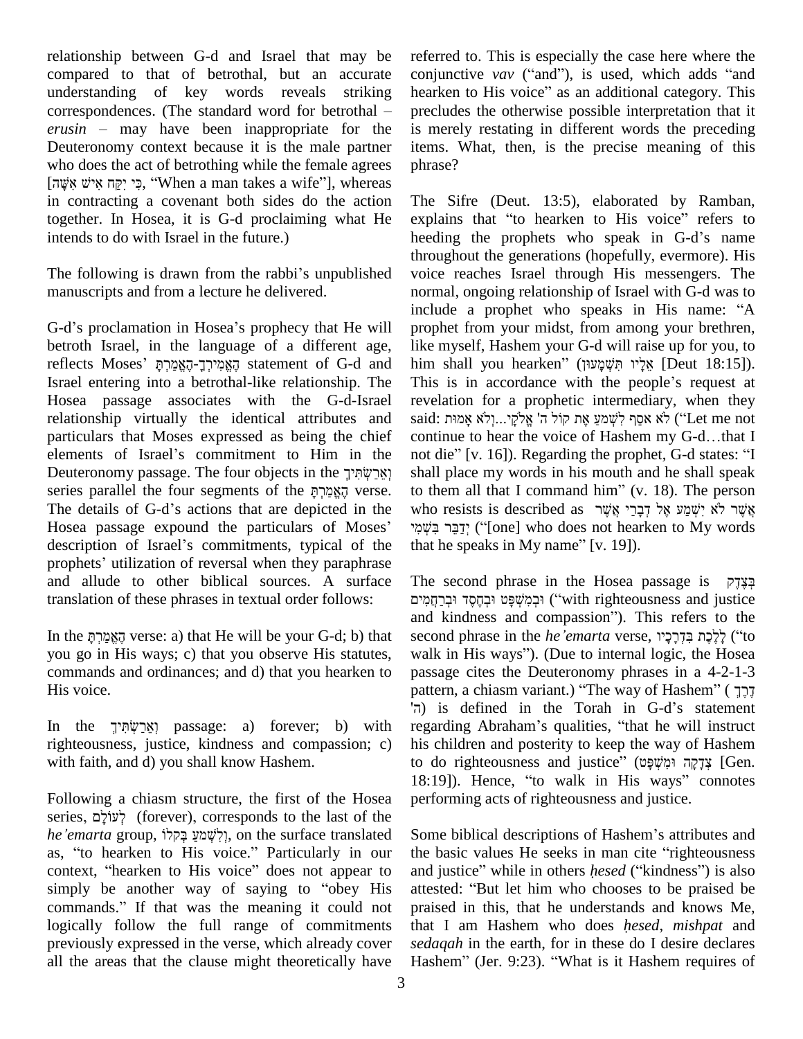relationship between G-d and Israel that may be compared to that of betrothal, but an accurate understanding of key words reveals striking correspondences. (The standard word for betrothal – *erusin* – may have been inappropriate for the Deuteronomy context because it is the male partner who does the act of betrothing while the female agrees [כִּי יִקַּח אִישׁ אִשָּׁה, "When a man takes a wife"], whereas in contracting a covenant both sides do the action together. In Hosea, it is G-d proclaiming what He intends to do with Israel in the future.)

The following is drawn from the rabbi's unpublished manuscripts and from a lecture he delivered.

G-d's proclamation in Hosea's prophecy that He will betroth Israel, in the language of a different age, reflects Moses' הֶאֱמִירְךָ-הֶאֱמַרְתָּ statement of G-d and Israel entering into a betrothal-like relationship. The Hosea passage associates with the G-d-Israel relationship virtually the identical attributes and particulars that Moses expressed as being the chief elements of Israel's commitment to Him in the Deuteronomy passage. The four objects in the וְאֵרַשְׂתִּיךְ series parallel the four segments of the הֶאֱמַרְתָּ verse. The details of G-d's actions that are depicted in the Hosea passage expound the particulars of Moses' description of Israel's commitments, typical of the prophets' utilization of reversal when they paraphrase and allude to other biblical sources. A surface translation of these phrases in textual order follows:

In the הֶאֱמַרְתָּ verse: a) that He will be your G-d; b) that you go in His ways; c) that you observe His statutes, commands and ordinances; and d) that you hearken to His voice.

In the וְאֵרַשְׂתִּיךְ passage: a) forever; b) with righteousness, justice, kindness and compassion; c) with faith, and d) you shall know Hashem.

Following a chiasm structure, the first of the Hosea series, לְעוֹלָם (forever), corresponds to the last of the *he'emarta* group, וְלִשְׁמֹעַ בְּקֹלוֹ, on the surface translated as, "to hearken to His voice." Particularly in our context, "hearken to His voice" does not appear to simply be another way of saying to "obey His commands." If that was the meaning it could not logically follow the full range of commitments previously expressed in the verse, which already cover all the areas that the clause might theoretically have referred to. This is especially the case here where the conjunctive *vav* ("and"), is used, which adds "and hearken to His voice" as an additional category. This precludes the otherwise possible interpretation that it is merely restating in different words the preceding items. What, then, is the precise meaning of this phrase?

The Sifre (Deut. 13:5), elaborated by Ramban, explains that "to hearken to His voice" refers to heeding the prophets who speak in G-d's name throughout the generations (hopefully, evermore). His voice reaches Israel through His messengers. The normal, ongoing relationship of Israel with G-d was to include a prophet who speaks in His name: "A prophet from your midst, from among your brethren, like myself, Hashem your G-d will raise up for you, to him shall you hearken" (אֵלָיו תִּשְׁמָעוּן [Deut 18:15]). This is in accordance with the people's request at revelation for a prophetic intermediary, when they said: לֹא אֹסֵף לִשְׁמֹעַ אֶת קוֹל ה' אֱלֹקָי...וְלֹא אָמוּת ("Let me not continue to hear the voice of Hashem my G-d…that I not die" [v. 16]). Regarding the prophet, G-d states: "I shall place my words in his mouth and he shall speak to them all that I command him" (v. 18). The person who resists is described as אֲשֶׁר לֹא יִשְׁמַע אֶל דְּבָרַי אֲשֶׁר יְדַבֵּר בִּשְׁמִי ("[one] who does not hearken to My words that he speaks in My name" [v. 19]).

The second phrase in the Hosea passage is בְּצֶדֶק וּבְמִשְׁפָּט וּבְחֶסֶד וּבְרַחֲמִים ("with righteousness and justice and kindness and compassion"). This refers to the second phrase in the *he'emarta* verse, לָלֶכֶת בִּדְרָכָיו ("to walk in His ways"). (Due to internal logic, the Hosea passage cites the Deuteronomy phrases in a 4-2-1-3 pattern, a chiasm variant.) "The way of Hashem" (דֶּרֶךְ ה') is defined in the Torah in G-d's statement regarding Abraham's qualities, "that he will instruct his children and posterity to keep the way of Hashem to do righteousness and justice" (צְדָקָה וּמִשְׁפָּט [Gen. 18:19]). Hence, "to walk in His ways" connotes performing acts of righteousness and justice.

Some biblical descriptions of Hashem's attributes and the basic values He seeks in man cite "righteousness and justice" while in others *ḥesed* ("kindness") is also attested: "But let him who chooses to be praised be praised in this, that he understands and knows Me, that I am Hashem who does *ḥesed*, *mishpat* and *sedaqah* in the earth, for in these do I desire declares Hashem" (Jer. 9:23). "What is it Hashem requires of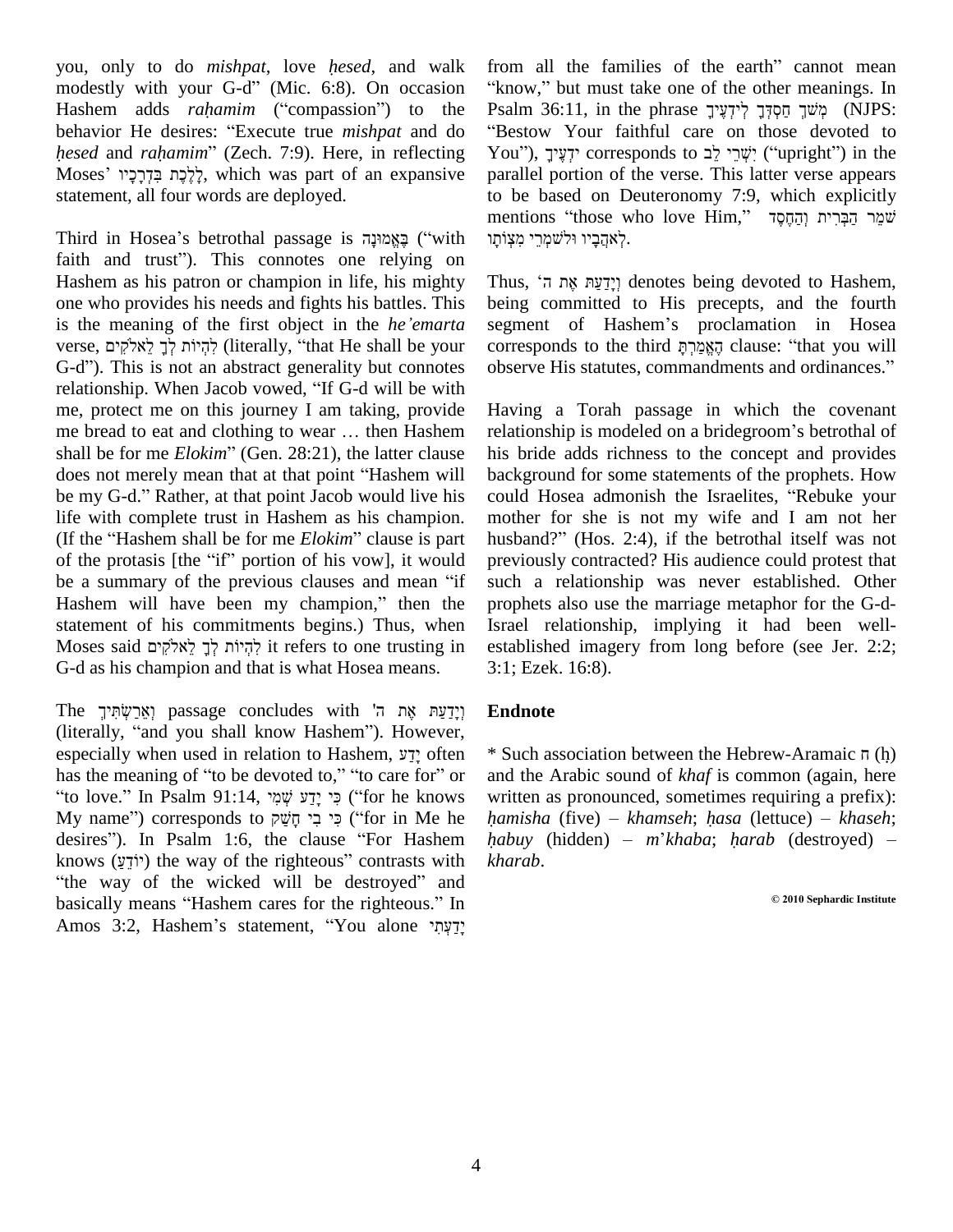you, only to do *mishpat*, love *ḥesed*, and walk modestly with your G-d" (Mic. 6:8). On occasion Hashem adds *raḥamim* ("compassion") to the behavior He desires: "Execute true *mishpat* and do *ḥesed* and *raḥamim*" (Zech. 7:9). Here, in reflecting Moses' לָלֶכֶת בִּדְרָכָיו, which was part of an expansive statement, all four words are deployed.

Third in Hosea's betrothal passage is בֶּאֱמוּנָה ("with faith and trust"). This connotes one relying on Hashem as his patron or champion in life, his mighty one who provides his needs and fights his battles. This is the meaning of the first object in the *he'emarta* verse, לִהְיוֹת לְךָ לֵאלֹקִים (literally, "that He shall be your G-d"). This is not an abstract generality but connotes relationship. When Jacob vowed, "If G-d will be with me, protect me on this journey I am taking, provide me bread to eat and clothing to wear … then Hashem shall be for me *Elokim*" (Gen. 28:21), the latter clause does not merely mean that at that point "Hashem will be my G-d." Rather, at that point Jacob would live his life with complete trust in Hashem as his champion. (If the "Hashem shall be for me *Elokim*" clause is part of the protasis [the "if" portion of his vow], it would be a summary of the previous clauses and mean "if Hashem will have been my champion," then the statement of his commitments begins.) Thus, when Moses said לִהְיוֹת לְךָ לֵאלֹקִים it refers to one trusting in G-d as his champion and that is what Hosea means.

The וְאֵרַשְׂתִּיךְ passage concludes with וְיָדַעַתְּ אֶת ה' (literally, "and you shall know Hashem"). However, especially when used in relation to Hashem, יָדַע often has the meaning of "to be devoted to," "to care for" or "to love." In Psalm 91:14, כִּי יָדַע שְׁמִי ("for he knows My name") corresponds to כִּי בִי חָשַׁק ("for in Me he desires"). In Psalm 1:6, the clause "For Hashem knows (יוֹדֵעַ) the way of the righteous" contrasts with "the way of the wicked will be destroyed" and basically means "Hashem cares for the righteous." In Amos 3:2, Hashem's statement, "You alone יָדַעְתִּי from all the families of the earth" cannot mean "know," but must take one of the other meanings. In Psalm 36:11, in the phrase מְשֹׁךְ חַסְדְּךָ לְיֹדְעֶיךָ (NJPS: "Bestow Your faithful care on those devoted to You"), יֹדְעֶיךָ corresponds to יִשְׁרֵי לֵב ("upright") in the parallel portion of the verse. This latter verse appears to be based on Deuteronomy 7:9, which explicitly mentions "those who love Him," שֹׁמֵר הַבְּרִית וְהַחֶסֶד לְאֹהֲבָיו וּלְשֹׁמְרֵי מִצְוֹתָו.

Thus, וְיָדַעַתְּ אֶת ה' denotes being devoted to Hashem, being committed to His precepts, and the fourth segment of Hashem's proclamation in Hosea corresponds to the third הֶאֱמַרְתָּ clause: "that you will observe His statutes, commandments and ordinances."

Having a Torah passage in which the covenant relationship is modeled on a bridegroom's betrothal of his bride adds richness to the concept and provides background for some statements of the prophets. How could Hosea admonish the Israelites, "Rebuke your mother for she is not my wife and I am not her husband?" (Hos. 2:4), if the betrothal itself was not previously contracted? His audience could protest that such a relationship was never established. Other prophets also use the marriage metaphor for the G-d-Israel relationship, implying it had been well-established imagery from long before (see Jer. 2:2; 3:1; Ezek. 16:8).

## Endnote

* Such association between the Hebrew-Aramaic ח (ḥ) and the Arabic sound of *khaf* is common (again, here written as pronounced, sometimes requiring a prefix): *ḥamisha* (five) – *khamseh*; *ḥasa* (lettuce) – *khaseh*; *ḥabuy* (hidden) – *m'khaba*; *ḥarab* (destroyed) – *kharab*.

© 2010 Sephardic Institute